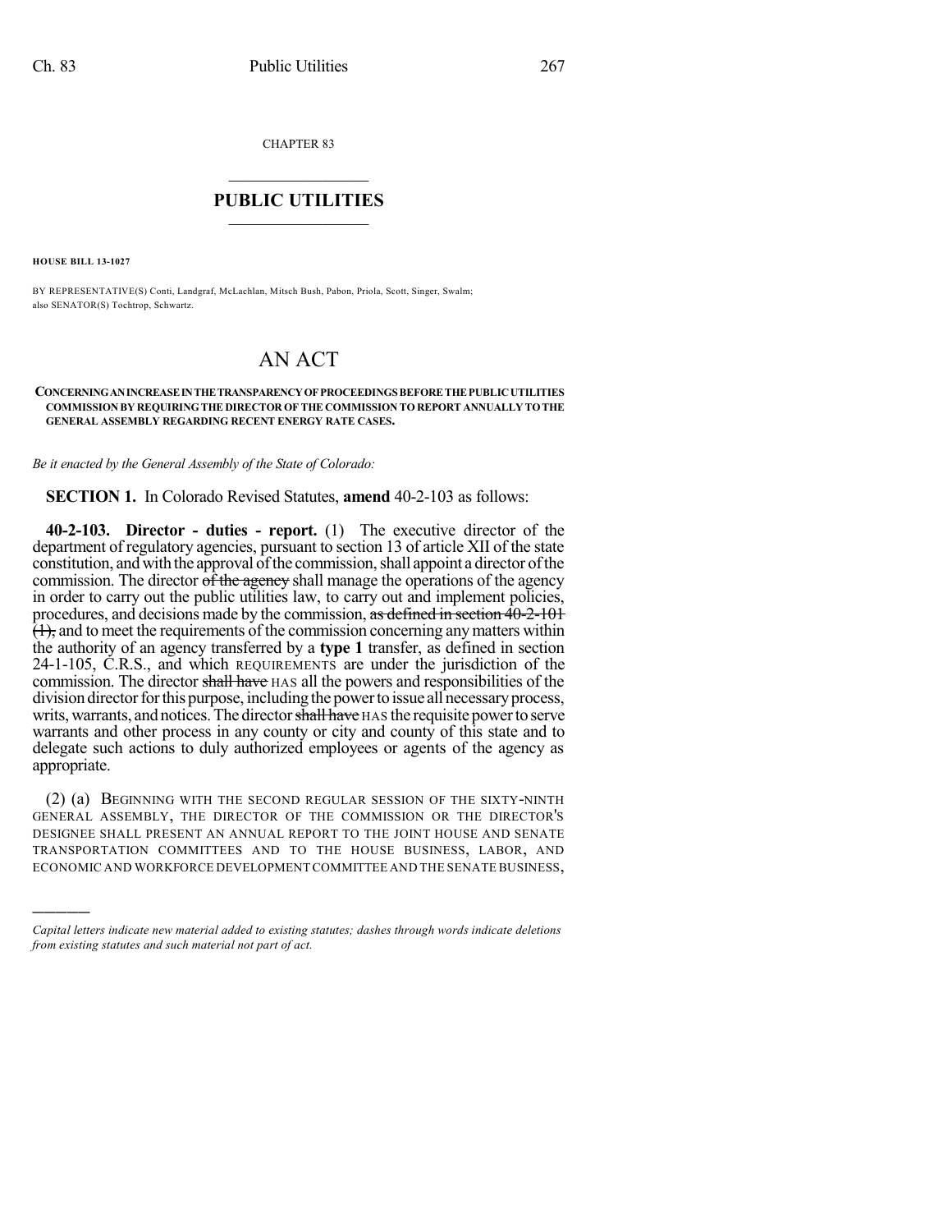CHAPTER 83

# PUBLIC UTILITIES

**HOUSE BILL 13-1027**

BY REPRESENTATIVE(S) Conti, Landgraf, McLachlan, Mitsch Bush, Pabon, Priola, Scott, Singer, Swalm; also SENATOR(S) Tochtrop, Schwartz.

# AN ACT

**CONCERNING AN INCREASE IN THE TRANSPARENCY OF PROCEEDINGS BEFORE THE PUBLIC UTILITIES COMMISSION BY REQUIRING THE DIRECTOR OF THE COMMISSION TO REPORT ANNUALLY TO THE GENERAL ASSEMBLY REGARDING RECENT ENERGY RATE CASES.**

*Be it enacted by the General Assembly of the State of Colorado:*

**SECTION 1.** In Colorado Revised Statutes, **amend** 40-2-103 as follows:

**40-2-103. Director - duties - report.** (1) The executive director of the department of regulatory agencies, pursuant to section 13 of article XII of the state constitution, and with the approval of the commission, shall appoint a director of the commission. The director ~~of the agency~~ shall manage the operations of the agency in order to carry out the public utilities law, to carry out and implement policies, procedures, and decisions made by the commission, ~~as defined in section 40-2-101 (1),~~ and to meet the requirements of the commission concerning any matters within the authority of an agency transferred by a **type 1** transfer, as defined in section 24-1-105, C.R.S., and which REQUIREMENTS are under the jurisdiction of the commission. The director ~~shall have~~ HAS all the powers and responsibilities of the division director for this purpose, including the power to issue all necessary process, writs, warrants, and notices. The director ~~shall have~~ HAS the requisite power to serve warrants and other process in any county or city and county of this state and to delegate such actions to duly authorized employees or agents of the agency as appropriate.

(2) (a) BEGINNING WITH THE SECOND REGULAR SESSION OF THE SIXTY-NINTH GENERAL ASSEMBLY, THE DIRECTOR OF THE COMMISSION OR THE DIRECTOR'S DESIGNEE SHALL PRESENT AN ANNUAL REPORT TO THE JOINT HOUSE AND SENATE TRANSPORTATION COMMITTEES AND TO THE HOUSE BUSINESS, LABOR, AND ECONOMIC AND WORKFORCE DEVELOPMENT COMMITTEE AND THE SENATE BUSINESS,

*Capital letters indicate new material added to existing statutes; dashes through words indicate deletions from existing statutes and such material not part of act.*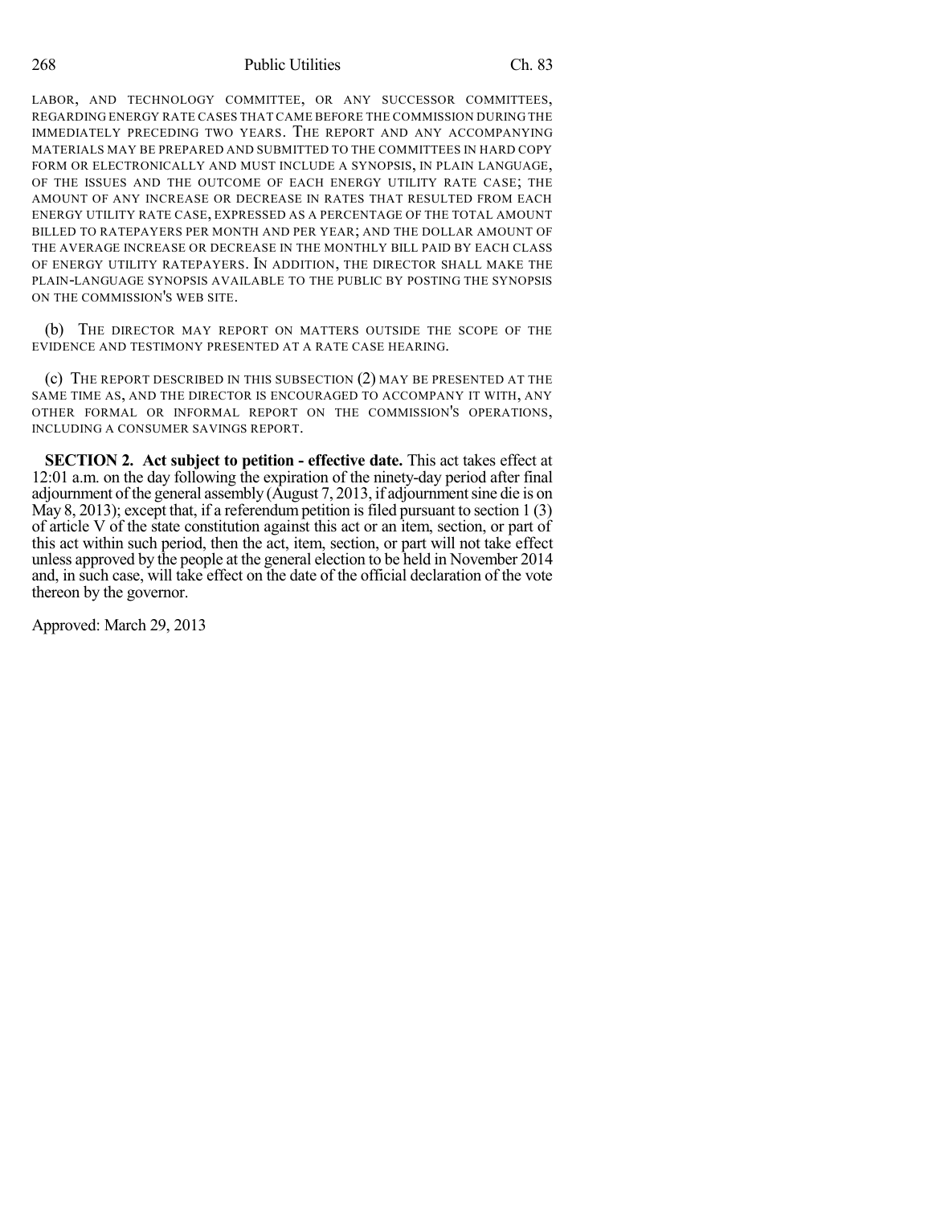LABOR, AND TECHNOLOGY COMMITTEE, OR ANY SUCCESSOR COMMITTEES, REGARDING ENERGY RATE CASES THAT CAME BEFORE THE COMMISSION DURING THE IMMEDIATELY PRECEDING TWO YEARS. THE REPORT AND ANY ACCOMPANYING MATERIALS MAY BE PREPARED AND SUBMITTED TO THE COMMITTEES IN HARD COPY FORM OR ELECTRONICALLY AND MUST INCLUDE A SYNOPSIS, IN PLAIN LANGUAGE, OF THE ISSUES AND THE OUTCOME OF EACH ENERGY UTILITY RATE CASE; THE AMOUNT OF ANY INCREASE OR DECREASE IN RATES THAT RESULTED FROM EACH ENERGY UTILITY RATE CASE, EXPRESSED AS A PERCENTAGE OF THE TOTAL AMOUNT BILLED TO RATEPAYERS PER MONTH AND PER YEAR; AND THE DOLLAR AMOUNT OF THE AVERAGE INCREASE OR DECREASE IN THE MONTHLY BILL PAID BY EACH CLASS OF ENERGY UTILITY RATEPAYERS. IN ADDITION, THE DIRECTOR SHALL MAKE THE PLAIN-LANGUAGE SYNOPSIS AVAILABLE TO THE PUBLIC BY POSTING THE SYNOPSIS ON THE COMMISSION'S WEB SITE.

(b) THE DIRECTOR MAY REPORT ON MATTERS OUTSIDE THE SCOPE OF THE EVIDENCE AND TESTIMONY PRESENTED AT A RATE CASE HEARING.

(c) THE REPORT DESCRIBED IN THIS SUBSECTION (2) MAY BE PRESENTED AT THE SAME TIME AS, AND THE DIRECTOR IS ENCOURAGED TO ACCOMPANY IT WITH, ANY OTHER FORMAL OR INFORMAL REPORT ON THE COMMISSION'S OPERATIONS, INCLUDING A CONSUMER SAVINGS REPORT.

**SECTION 2. Act subject to petition - effective date.** This act takes effect at 12:01 a.m. on the day following the expiration of the ninety-day period after final adjournment of the general assembly (August 7, 2013, if adjournment sine die is on May 8, 2013); except that, if a referendum petition is filed pursuant to section 1 (3) of article V of the state constitution against this act or an item, section, or part of this act within such period, then the act, item, section, or part will not take effect unless approved by the people at the general election to be held in November 2014 and, in such case, will take effect on the date of the official declaration of the vote thereon by the governor.

Approved: March 29, 2013